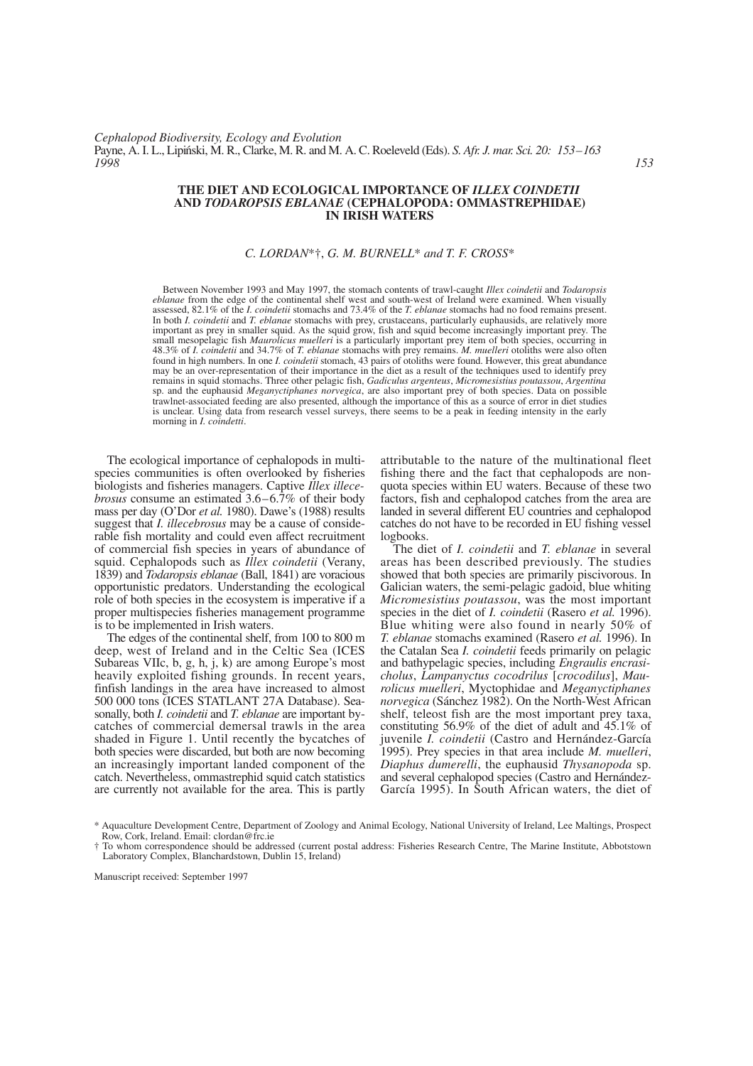# THE DIET AND ECOLOGICAL IMPORTANCE OF *ILLEX COINDETII* AND *TODAROPSIS EBLANAE* (CEPHALOPODA: OMMASTREPHIDAE) IN IRISH WATERS

*C. LORDAN*\*†, *G. M. BURNELL*\* *and T. F. CROSS*\*

Between November 1993 and May 1997, the stomach contents of trawl-caught *Illex coindetii* and *Todaropsis eblanae* from the edge of the continental shelf west and south-west of Ireland were examined. When visually assessed, 82.1% of the *I. coindetii* stomachs and 73.4% of the *T. eblanae* stomachs had no food remains present. In both *I. coindetii* and *T. eblanae* stomachs with prey, crustaceans, particularly euphausids, are relatively more important as prey in smaller squid. As the squid grow, fish and squid become increasingly important prey. The small mesopelagic fish *Maurolicus muelleri* is a particularly important prey item of both species, occurring in 48.3% of *I. coindetii* and 34.7% of *T. eblanae* stomachs with prey remains. *M. muelleri* otoliths were also often found in high numbers. In one *I. coindetii* stomach, 43 pairs of otoliths were found. However, this great abundance may be an over-representation of their importance in the diet as a result of the techniques used to identify prey remains in squid stomachs. Three other pelagic fish, *Gadiculus argenteus*, *Micromesistius poutassou*, *Argentina* sp. and the euphausid *Meganyctiphanes norvegica*, are also important prey of both species. Data on possible trawlnet-associated feeding are also presented, although the importance of this as a source of error in diet studies is unclear. Using data from research vessel surveys, there seems to be a peak in feeding intensity in the early morning in *I. coindetii*.

The ecological importance of cephalopods in multispecies communities is often overlooked by fisheries biologists and fisheries managers. Captive *Illex illecebrosus* consume an estimated 3.6–6.7% of their body mass per day (O'Dor *et al.* 1980). Dawe's (1988) results suggest that *I. illecebrosus* may be a cause of considerable fish mortality and could even affect recruitment of commercial fish species in years of abundance of squid. Cephalopods such as *Illex coindetii* (Verany, 1839) and *Todaropsis eblanae* (Ball, 1841) are voracious opportunistic predators. Understanding the ecological role of both species in the ecosystem is imperative if a proper multispecies fisheries management programme is to be implemented in Irish waters.

The edges of the continental shelf, from 100 to 800 m deep, west of Ireland and in the Celtic Sea (ICES Subareas VIIc, b, g, h, j, k) are among Europe's most heavily exploited fishing grounds. In recent years, finfish landings in the area have increased to almost 500 000 tons (ICES STATLANT 27A Database). Seasonally, both *I. coindetii* and *T. eblanae* are important bycatches of commercial demersal trawls in the area shaded in Figure 1. Until recently the bycatches of both species were discarded, but both are now becoming an increasingly important landed component of the catch. Nevertheless, ommastrephid squid catch statistics are currently not available for the area. This is partly attributable to the nature of the multinational fleet fishing there and the fact that cephalopods are nonquota species within EU waters. Because of these two factors, fish and cephalopod catches from the area are landed in several different EU countries and cephalopod catches do not have to be recorded in EU fishing vessel logbooks.

The diet of *I. coindetii* and *T. eblanae* in several areas has been described previously. The studies showed that both species are primarily piscivorous. In Galician waters, the semi-pelagic gadoid, blue whiting *Micromesistius poutassou*, was the most important species in the diet of *I. coindetii* (Rasero *et al.* 1996). Blue whiting were also found in nearly 50% of *T. eblanae* stomachs examined (Rasero *et al.* 1996). In the Catalan Sea *I. coindetii* feeds primarily on pelagic and bathypelagic species, including *Engraulis encrasicholus*, *Lampanyctus cocodrilus* [*crocodilus*], *Maurolicus muelleri*, Myctophidae and *Meganyctiphanes norvegica* (Sánchez 1982). On the North-West African shelf, teleost fish are the most important prey taxa, constituting 56.9% of the diet of adult and 45.1% of juvenile *I. coindetii* (Castro and Hernández-García 1995). Prey species in that area include *M. muelleri*, *Diaphus dumerelli*, the euphausid *Thysanopoda* sp. and several cephalopod species (Castro and Hernández-García 1995). In South African waters, the diet of

\* Aquaculture Development Centre, Department of Zoology and Animal Ecology, National University of Ireland, Lee Maltings, Prospect Row, Cork, Ireland. Email: clordan@frc.ie

† To whom correspondence should be addressed (current postal address: Fisheries Research Centre, The Marine Institute, Abbotstown Laboratory Complex, Blanchardstown, Dublin 15, Ireland)

Manuscript received: September 1997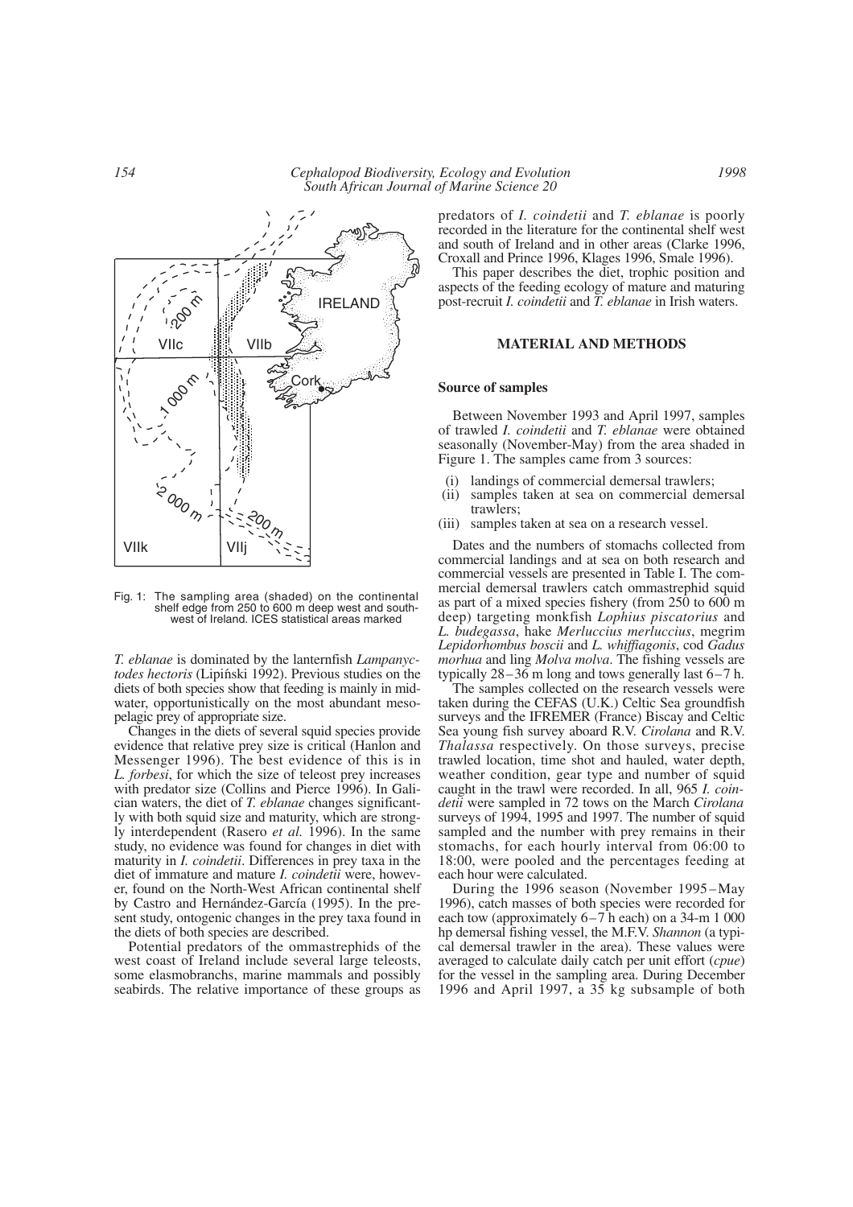Fig. 1: The sampling area (shaded) on the continental shelf edge from 250 to 600 m deep west and south-west of Ireland. ICES statistical areas marked

*T. eblanae* is dominated by the lanternfish *Lampanyctodes hectoris* (Lipiński 1992). Previous studies on the diets of both species show that feeding is mainly in mid-water, opportunistically on the most abundant mesopelagic prey of appropriate size.

Changes in the diets of several squid species provide evidence that relative prey size is critical (Hanlon and Messenger 1996). The best evidence of this is in *L. forbesi*, for which the size of teleost prey increases with predator size (Collins and Pierce 1996). In Galician waters, the diet of *T. eblanae* changes significantly with both squid size and maturity, which are strongly interdependent (Rasero *et al.* 1996). In the same study, no evidence was found for changes in diet with maturity in *I. coindetii*. Differences in prey taxa in the diet of immature and mature *I. coindetii* were, however, found on the North-West African continental shelf by Castro and Hernández-García (1995). In the present study, ontogenic changes in the prey taxa found in the diets of both species are described.

Potential predators of the ommastrephids of the west coast of Ireland include several large teleosts, some elasmobranchs, marine mammals and possibly seabirds. The relative importance of these groups as predators of *I. coindetii* and *T. eblanae* is poorly recorded in the literature for the continental shelf west and south of Ireland and in other areas (Clarke 1996, Croxall and Prince 1996, Klages 1996, Smale 1996).

This paper describes the diet, trophic position and aspects of the feeding ecology of mature and maturing post-recruit *I. coindetii* and *T. eblanae* in Irish waters.

## MATERIAL AND METHODS

### Source of samples

Between November 1993 and April 1997, samples of trawled *I. coindetii* and *T. eblanae* were obtained seasonally (November-May) from the area shaded in Figure 1. The samples came from 3 sources:

(i) landings of commercial demersal trawlers;
(ii) samples taken at sea on commercial demersal trawlers;
(iii) samples taken at sea on a research vessel.

Dates and the numbers of stomachs collected from commercial landings and at sea on both research and commercial vessels are presented in Table I. The commercial demersal trawlers catch ommastrephid squid as part of a mixed species fishery (from 250 to 600 m deep) targeting monkfish *Lophius piscatorius* and *L. budegassa*, hake *Merluccius merluccius*, megrim *Lepidorhombus boscii* and *L. whiffiagonis*, cod *Gadus morhua* and ling *Molva molva*. The fishing vessels are typically 28–36 m long and tows generally last 6–7 h.

The samples collected on the research vessels were taken during the CEFAS (U.K.) Celtic Sea groundfish surveys and the IFREMER (France) Biscay and Celtic Sea young fish survey aboard R.V. *Cirolana* and R.V. *Thalassa* respectively. On those surveys, precise trawled location, time shot and hauled, water depth, weather condition, gear type and number of squid caught in the trawl were recorded. In all, 965 *I. coindetii* were sampled in 72 tows on the March *Cirolana* surveys of 1994, 1995 and 1997. The number of squid sampled and the number with prey remains in their stomachs, for each hourly interval from 06:00 to 18:00, were pooled and the percentages feeding at each hour were calculated.

During the 1996 season (November 1995–May 1996), catch masses of both species were recorded for each tow (approximately 6–7 h each) on a 34-m 1 000 hp demersal fishing vessel, the M.F.V. *Shannon* (a typical demersal trawler in the area). These values were averaged to calculate daily catch per unit effort (*cpue*) for the vessel in the sampling area. During December 1996 and April 1997, a 35 kg subsample of both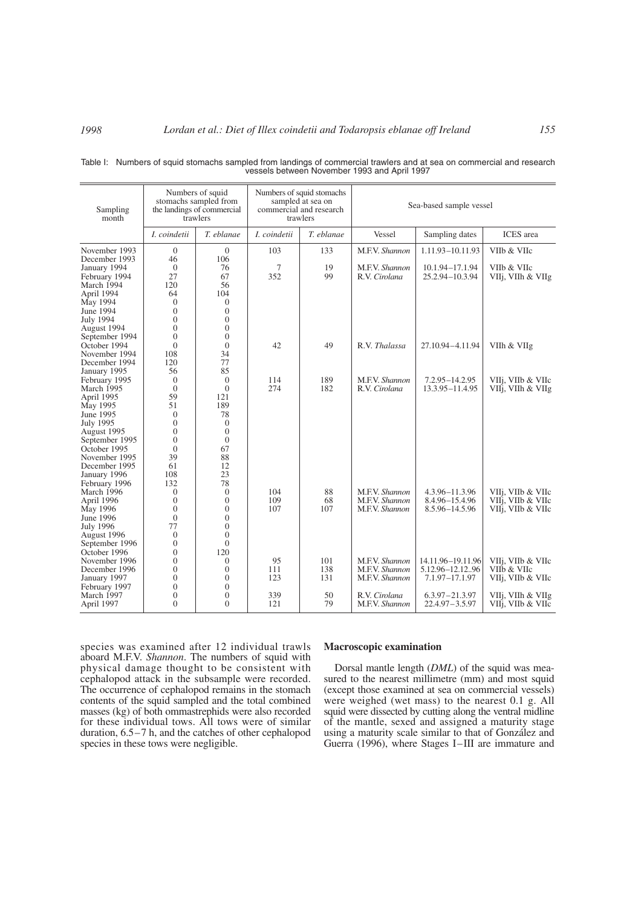Table I: Numbers of squid stomachs sampled from landings of commercial trawlers and at sea on commercial and research vessels between November 1993 and April 1997

| Sampling month | Numbers of squid stomachs sampled from the landings of commercial trawlers | | Numbers of squid stomachs sampled at sea on commercial and research trawlers | | Sea-based sample vessel | | |
|---|---|---|---|---|---|---|---|
| | *I. coindetii* | *T. eblanae* | *I. coindetii* | *T. eblanae* | Vessel | Sampling dates | ICES area |
| November 1993 | 0 | 0 | 103 | 133 | M.F.V. *Shannon* | 1.11.93–10.11.93 | VIIb & VIIc |
| December 1993 | 46 | 106 | | | | | |
| January 1994 | 0 | 76 | 7 | 19 | M.F.V. *Shannon* | 10.1.94–17.1.94 | VIIb & VIIc |
| February 1994 | 27 | 67 | 352 | 99 | R.V. *Cirolana* | 25.2.94–10.3.94 | VIIj, VIIh & VIIg |
| March 1994 | 120 | 56 | | | | | |
| April 1994 | 64 | 104 | | | | | |
| May 1994 | 0 | 0 | | | | | |
| June 1994 | 0 | 0 | | | | | |
| July 1994 | 0 | 0 | | | | | |
| August 1994 | 0 | 0 | | | | | |
| September 1994 | 0 | 0 | | | | | |
| October 1994 | 0 | 0 | 42 | 49 | R.V. *Thalassa* | 27.10.94–4.11.94 | VIIh & VIIg |
| November 1994 | 108 | 34 | | | | | |
| December 1994 | 120 | 77 | | | | | |
| January 1995 | 56 | 85 | | | | | |
| February 1995 | 0 | 0 | 114 | 189 | M.F.V. *Shannon* | 7.2.95–14.2.95 | VIIj, VIIb & VIIc |
| March 1995 | 0 | 0 | 274 | 182 | R.V. *Cirolana* | 13.3.95–11.4.95 | VIIj, VIIh & VIIg |
| April 1995 | 59 | 121 | | | | | |
| May 1995 | 51 | 189 | | | | | |
| June 1995 | 0 | 78 | | | | | |
| July 1995 | 0 | 0 | | | | | |
| August 1995 | 0 | 0 | | | | | |
| September 1995 | 0 | 0 | | | | | |
| October 1995 | 0 | 67 | | | | | |
| November 1995 | 39 | 88 | | | | | |
| December 1995 | 61 | 12 | | | | | |
| January 1996 | 108 | 23 | | | | | |
| February 1996 | 132 | 78 | | | | | |
| March 1996 | 0 | 0 | 104 | 88 | M.F.V. *Shannon* | 4.3.96–11.3.96 | VIIj, VIIb & VIIc |
| April 1996 | 0 | 0 | 109 | 68 | M.F.V. *Shannon* | 8.4.96–15.4.96 | VIIj, VIIb & VIIc |
| May 1996 | 0 | 0 | 107 | 107 | M.F.V. *Shannon* | 8.5.96–14.5.96 | VIIj, VIIb & VIIc |
| June 1996 | 0 | 0 | | | | | |
| July 1996 | 77 | 0 | | | | | |
| August 1996 | 0 | 0 | | | | | |
| September 1996 | 0 | 0 | | | | | |
| October 1996 | 0 | 120 | | | | | |
| November 1996 | 0 | 0 | 95 | 101 | M.F.V. *Shannon* | 14.11.96–19.11.96 | VIIj, VIIb & VIIc |
| December 1996 | 0 | 0 | 111 | 138 | M.F.V. *Shannon* | 5.12.96–12.12..96 | VIIb & VIIc |
| January 1997 | 0 | 0 | 123 | 131 | M.F.V. *Shannon* | 7.1.97–17.1.97 | VIIj, VIIb & VIIc |
| February 1997 | 0 | 0 | | | | | |
| March 1997 | 0 | 0 | 339 | 50 | R.V. *Cirolana* | 6.3.97–21.3.97 | VIIj, VIIh & VIIg |
| April 1997 | 0 | 0 | 121 | 79 | M.F.V. *Shannon* | 22.4.97–3.5.97 | VIIj, VIIb & VIIc |

species was examined after 12 individual trawls aboard M.F.V. *Shannon*. The numbers of squid with physical damage thought to be consistent with cephalopod attack in the subsample were recorded. The occurrence of cephalopod remains in the stomach contents of the squid sampled and the total combined masses (kg) of both ommastrephids were also recorded for these individual tows. All tows were of similar duration, 6.5–7 h, and the catches of other cephalopod species in these tows were negligible.

### Macroscopic examination

Dorsal mantle length (*DML*) of the squid was measured to the nearest millimetre (mm) and most squid (except those examined at sea on commercial vessels) were weighed (wet mass) to the nearest 0.1 g. All squid were dissected by cutting along the ventral midline of the mantle, sexed and assigned a maturity stage using a maturity scale similar to that of González and Guerra (1996), where Stages I–III are immature and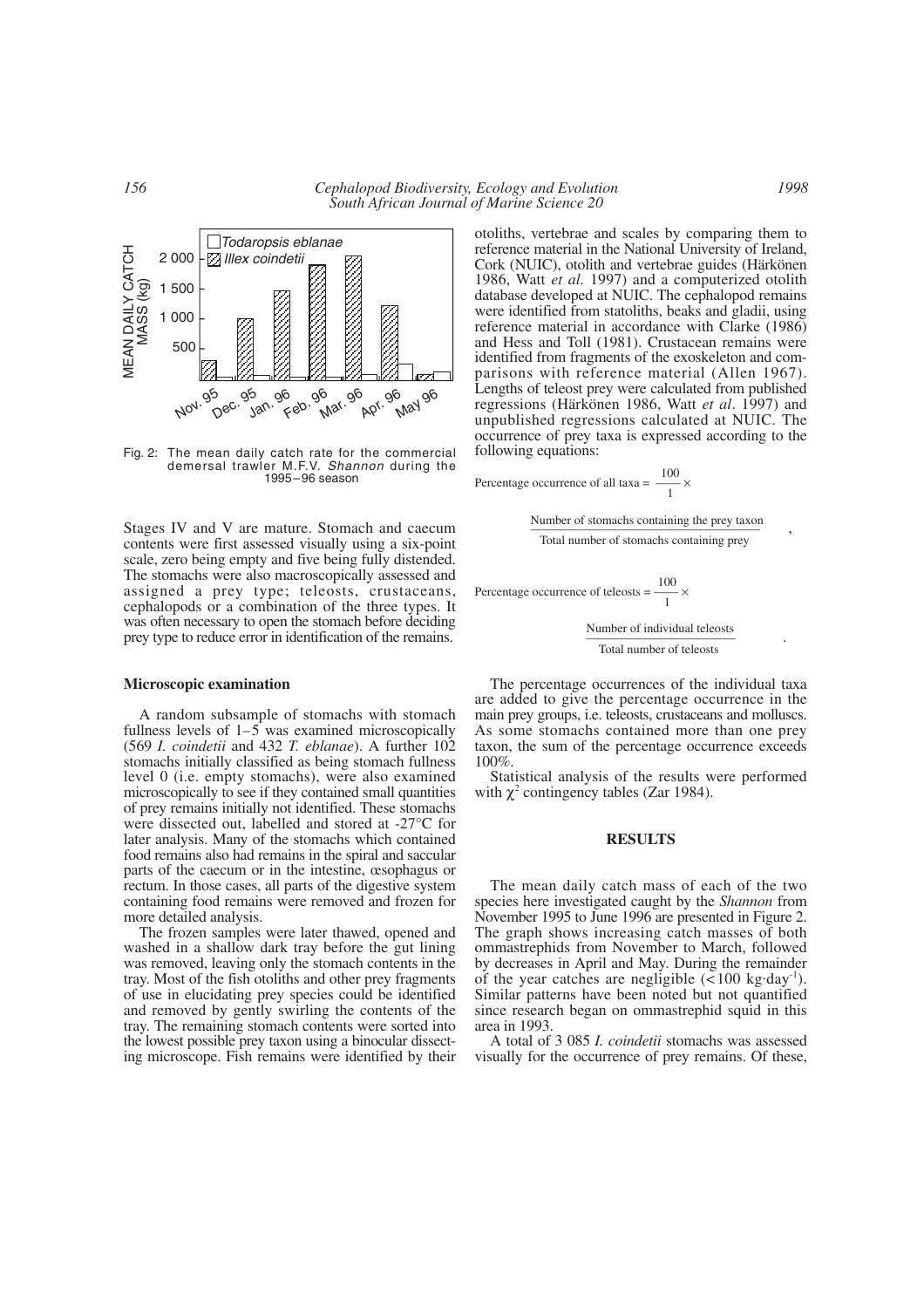*Todaropsis eblanae*

*Illex coindetii*

MEAN DAILY CATCH MASS (kg)

2 000

1 500

1 000

500

Nov. 95 Dec. 95 Jan. 96 Feb. 96 Mar. 96 Apr. 96 May 96

Fig. 2: The mean daily catch rate for the commercial demersal trawler M.F.V. *Shannon* during the 1995–96 season

Stages IV and V are mature. Stomach and caecum contents were first assessed visually using a six-point scale, zero being empty and five being fully distended. The stomachs were also macroscopically assessed and assigned a prey type; teleosts, crustaceans, cephalopods or a combination of the three types. It was often necessary to open the stomach before deciding prey type to reduce error in identification of the remains.

### Microscopic examination

A random subsample of stomachs with stomach fullness levels of 1–5 was examined microscopically (569 *I. coindetii* and 432 *T. eblanae*). A further 102 stomachs initially classified as being stomach fullness level 0 (i.e. empty stomachs), were also examined microscopically to see if they contained small quantities of prey remains initially not identified. These stomachs were dissected out, labelled and stored at -27°C for later analysis. Many of the stomachs which contained food remains also had remains in the spiral and saccular parts of the caecum or in the intestine, œsophagus or rectum. In those cases, all parts of the digestive system containing food remains were removed and frozen for more detailed analysis.

The frozen samples were later thawed, opened and washed in a shallow dark tray before the gut lining was removed, leaving only the stomach contents in the tray. Most of the fish otoliths and other prey fragments of use in elucidating prey species could be identified and removed by gently swirling the contents of the tray. The remaining stomach contents were sorted into the lowest possible prey taxon using a binocular dissecting microscope. Fish remains were identified by their otoliths, vertebrae and scales by comparing them to reference material in the National University of Ireland, Cork (NUIC), otolith and vertebrae guides (Härkönen 1986, Watt *et al.* 1997) and a computerized otolith database developed at NUIC. The cephalopod remains were identified from statoliths, beaks and gladii, using reference material in accordance with Clarke (1986) and Hess and Toll (1981). Crustacean remains were identified from fragments of the exoskeleton and comparisons with reference material (Allen 1967). Lengths of teleost prey were calculated from published regressions (Härkönen 1986, Watt *et al*. 1997) and unpublished regressions calculated at NUIC. The occurrence of prey taxa is expressed according to the following equations:

$$\text{Percentage occurrence of all taxa} = \frac{100}{1} \times \frac{\text{Number of stomachs containing the prey taxon}}{\text{Total number of stomachs containing prey}},$$

$$\text{Percentage occurrence of teleosts} = \frac{100}{1} \times \frac{\text{Number of individual teleosts}}{\text{Total number of teleosts}}.$$

The percentage occurrences of the individual taxa are added to give the percentage occurrence in the main prey groups, i.e. teleosts, crustaceans and molluscs. As some stomachs contained more than one prey taxon, the sum of the percentage occurrence exceeds 100%.

Statistical analysis of the results were performed with $\chi^2$ contingency tables (Zar 1984).

## RESULTS

The mean daily catch mass of each of the two species here investigated caught by the *Shannon* from November 1995 to June 1996 are presented in Figure 2. The graph shows increasing catch masses of both ommastrephids from November to March, followed by decreases in April and May. During the remainder of the year catches are negligible (<100 kg·day$^{-1}$). Similar patterns have been noted but not quantified since research began on ommastrephid squid in this area in 1993.

A total of 3 085 *I. coindetii* stomachs was assessed visually for the occurrence of prey remains. Of these,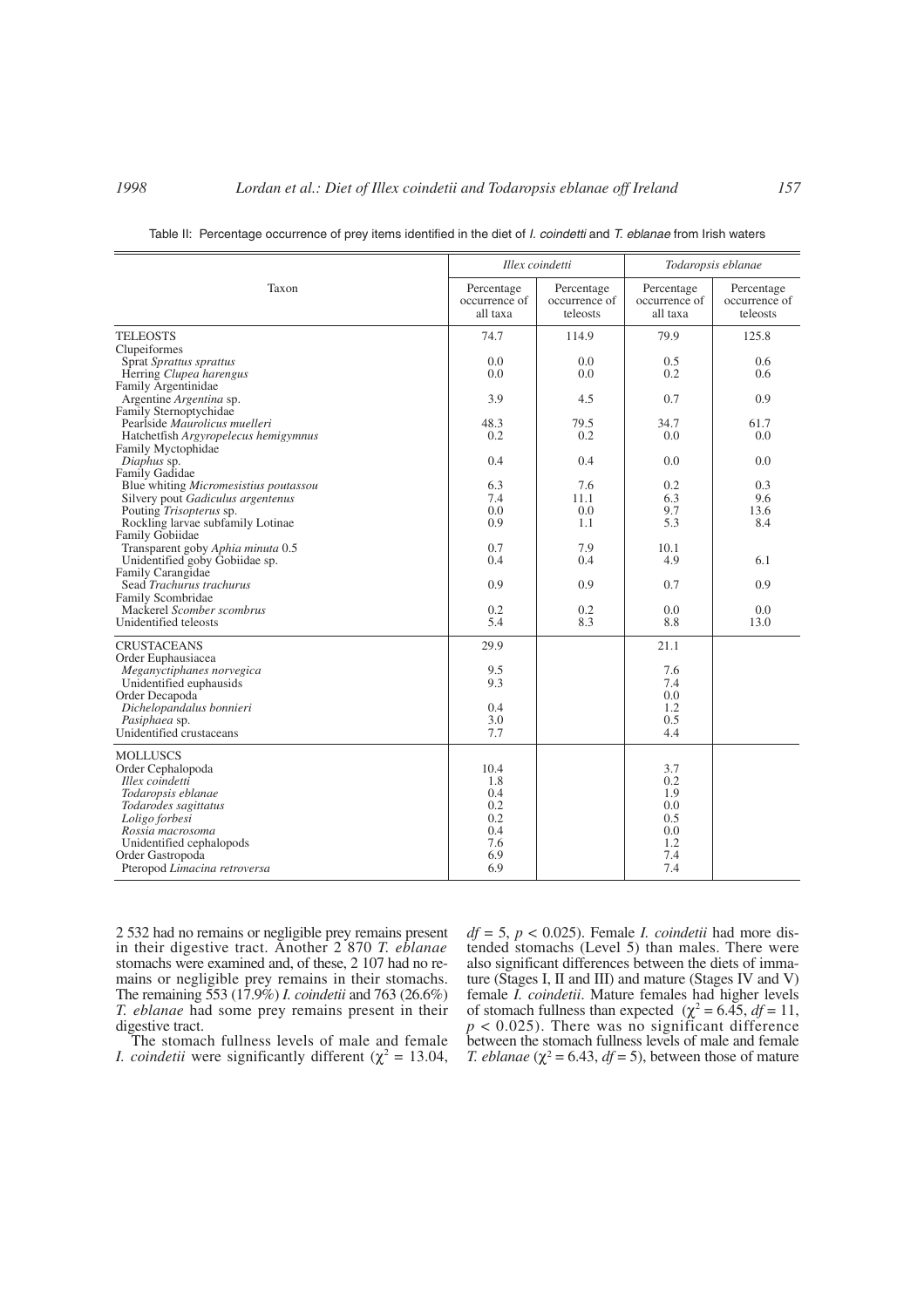Table II: Percentage occurrence of prey items identified in the diet of *I. coindetti* and *T. eblanae* from Irish waters

| Taxon | *Illex coindetti* | | *Todaropsis eblanae* | |
|---|---|---|---|---|
| | Percentage occurrence of all taxa | Percentage occurrence of teleosts | Percentage occurrence of all taxa | Percentage occurrence of teleosts |
| TELEOSTS | 74.7 | 114.9 | 79.9 | 125.8 |
| Clupeiformes | | | | |
| Sprat *Sprattus sprattus* | 0.0 | 0.0 | 0.5 | 0.6 |
| Herring *Clupea harengus* | 0.0 | 0.0 | 0.2 | 0.6 |
| Family Argentinidae | | | | |
| Argentine *Argentina* sp. | 3.9 | 4.5 | 0.7 | 0.9 |
| Family Sternoptychidae | | | | |
| Pearlside *Maurolicus muelleri* | 48.3 | 79.5 | 34.7 | 61.7 |
| Hatchetfish *Argyropelecus hemigymnus* | 0.2 | 0.2 | 0.0 | 0.0 |
| Family Myctophidae | | | | |
| *Diaphus* sp. | 0.4 | 0.4 | 0.0 | 0.0 |
| Family Gadidae | | | | |
| Blue whiting *Micromesistius poutassou* | 6.3 | 7.6 | 0.2 | 0.3 |
| Silvery pout *Gadiculus argentenus* | 7.4 | 11.1 | 6.3 | 9.6 |
| Pouting *Trisopterus* sp. | 0.0 | 0.0 | 9.7 | 13.6 |
| Rockling larvae subfamily Lotinae | 0.9 | 1.1 | 5.3 | 8.4 |
| Family Gobiidae | | | | |
| Transparent goby *Aphia minuta* 0.5 | 0.7 | 7.9 | 10.1 | |
| Unidentified goby Gobiidae sp. | 0.4 | 0.4 | 4.9 | 6.1 |
| Family Carangidae | | | | |
| Sead *Trachurus trachurus* | 0.9 | 0.9 | 0.7 | 0.9 |
| Family Scombridae | | | | |
| Mackerel *Scomber scombrus* | 0.2 | 0.2 | 0.0 | 0.0 |
| Unidentified teleosts | 5.4 | 8.3 | 8.8 | 13.0 |
| CRUSTACEANS | 29.9 | | 21.1 | |
| Order Euphausiacea | | | | |
| *Meganyctiphanes norvegica* | 9.5 | | 7.6 | |
| Unidentified euphausids | 9.3 | | 7.4 | |
| Order Decapoda | | | 0.0 | |
| *Dichelopandalus bonnieri* | 0.4 | | 1.2 | |
| *Pasiphaea* sp. | 3.0 | | 0.5 | |
| Unidentified crustaceans | 7.7 | | 4.4 | |
| MOLLUSCS | | | | |
| Order Cephalopoda | 10.4 | | 3.7 | |
| *Illex coindetti* | 1.8 | | 0.2 | |
| *Todaropsis eblanae* | 0.4 | | 1.9 | |
| *Todarodes sagittatus* | 0.2 | | 0.0 | |
| *Loligo forbesi* | 0.2 | | 0.5 | |
| *Rossia macrosoma* | 0.4 | | 0.0 | |
| Unidentified cephalopods | 7.6 | | 1.2 | |
| Order Gastropoda | 6.9 | | 7.4 | |
| Pteropod *Limacina retroversa* | 6.9 | | 7.4 | |

2 532 had no remains or negligible prey remains present in their digestive tract. Another 2 870 *T. eblanae* stomachs were examined and, of these, 2 107 had no remains or negligible prey remains in their stomachs. The remaining 553 (17.9%) *I. coindetii* and 763 (26.6%) *T. eblanae* had some prey remains present in their digestive tract.

The stomach fullness levels of male and female *I. coindetii* were significantly different ($\chi^2 = 13.04$, $df = 5$, $p < 0.025$). Female *I. coindetii* had more distended stomachs (Level 5) than males. There were also significant differences between the diets of immature (Stages I, II and III) and mature (Stages IV and V) female *I. coindetii*. Mature females had higher levels of stomach fullness than expected ($\chi^2 = 6.45$, $df = 11$, $p < 0.025$). There was no significant difference between the stomach fullness levels of male and female *T. eblanae* ($\chi^2 = 6.43$, $df = 5$), between those of mature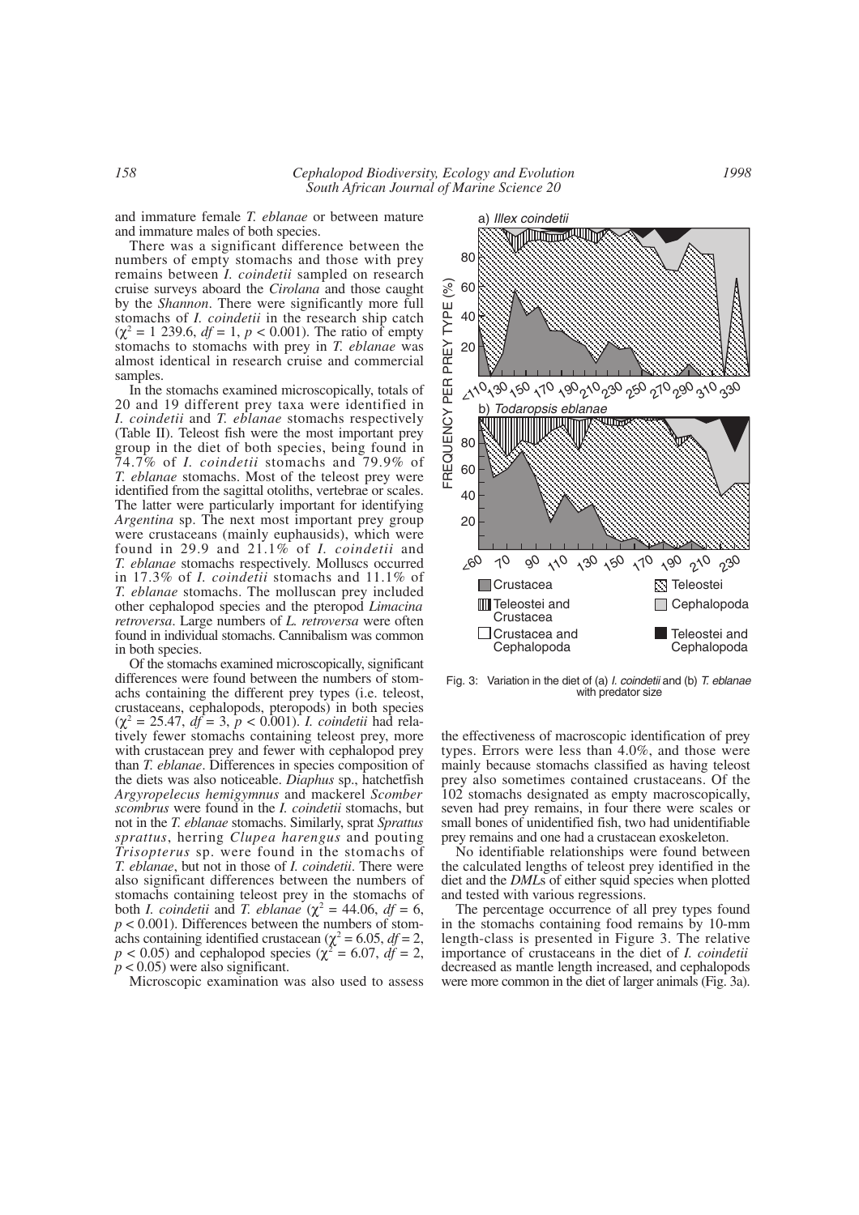and immature female *T. eblanae* or between mature and immature males of both species.

There was a significant difference between the numbers of empty stomachs and those with prey remains between *I. coindetii* sampled on research cruise surveys aboard the *Cirolana* and those caught by the *Shannon*. There were significantly more full stomachs of *I. coindetii* in the research ship catch ($\chi^2 = 1\,239.6$, $df = 1$, $p < 0.001$). The ratio of empty stomachs to stomachs with prey in *T. eblanae* was almost identical in research cruise and commercial samples.

In the stomachs examined microscopically, totals of 20 and 19 different prey taxa were identified in *I. coindetii* and *T. eblanae* stomachs respectively (Table II). Teleost fish were the most important prey group in the diet of both species, being found in 74.7% of *I. coindetii* stomachs and 79.9% of *T. eblanae* stomachs. Most of the teleost prey were identified from the sagittal otoliths, vertebrae or scales. The latter were particularly important for identifying *Argentina* sp. The next most important prey group were crustaceans (mainly euphausids), which were found in 29.9 and 21.1% of *I. coindetii* and *T. eblanae* stomachs respectively. Molluscs occurred in 17.3% of *I. coindetii* stomachs and 11.1% of *T. eblanae* stomachs. The molluscan prey included other cephalopod species and the pteropod *Limacina retroversa*. Large numbers of *L. retroversa* were often found in individual stomachs. Cannibalism was common in both species.

Of the stomachs examined microscopically, significant differences were found between the numbers of stomachs containing the different prey types (i.e. teleost, crustaceans, cephalopods, pteropods) in both species ($\chi^2 = 25.47$, $df = 3$, $p < 0.001$). *I. coindetii* had relatively fewer stomachs containing teleost prey, more with crustacean prey and fewer with cephalopod prey than *T. eblanae*. Differences in species composition of the diets was also noticeable. *Diaphus* sp., hatchetfish *Argyropelecus hemigymnus* and mackerel *Scomber scombrus* were found in the *I. coindetii* stomachs, but not in the *T. eblanae* stomachs. Similarly, sprat *Sprattus sprattus*, herring *Clupea harengus* and pouting *Trisopterus* sp. were found in the stomachs of *T. eblanae*, but not in those of *I. coindetii*. There were also significant differences between the numbers of stomachs containing teleost prey in the stomachs of both *I. coindetii* and *T. eblanae* ($\chi^2 = 44.06$, $df = 6$, $p < 0.001$). Differences between the numbers of stomachs containing identified crustacean ($\chi^2 = 6.05$, $df = 2$, $p < 0.05$) and cephalopod species ($\chi^2 = 6.07$, $df = 2$, $p < 0.05$) were also significant.

Microscopic examination was also used to assess the effectiveness of macroscopic identification of prey types. Errors were less than 4.0%, and those were mainly because stomachs classified as having teleost prey also sometimes contained crustaceans. Of the 102 stomachs designated as empty macroscopically, seven had prey remains, in four there were scales or small bones of unidentified fish, two had unidentifiable prey remains and one had a crustacean exoskeleton.

No identifiable relationships were found between the calculated lengths of teleost prey identified in the diet and the *DML*s of either squid species when plotted and tested with various regressions.

The percentage occurrence of all prey types found in the stomachs containing food remains by 10-mm length-class is presented in Figure 3. The relative importance of crustaceans in the diet of *I. coindetii* decreased as mantle length increased, and cephalopods were more common in the diet of larger animals (Fig. 3a).

a) *Illex coindetii*

b) *Todaropsis eblanae*

FREQUENCY PER PREY TYPE (%)

20 40 60 80

<110 130 150 170 190 210 230 250 270 290 310 330

<60 70 90 110 130 150 170 190 210 230

Crustacea, Teleostei, Teleostei and Crustacea, Cephalopoda, Crustacea and Cephalopoda, Teleostei and Cephalopoda

Fig. 3: Variation in the diet of (a) *I. coindetii* and (b) *T. eblanae* with predator size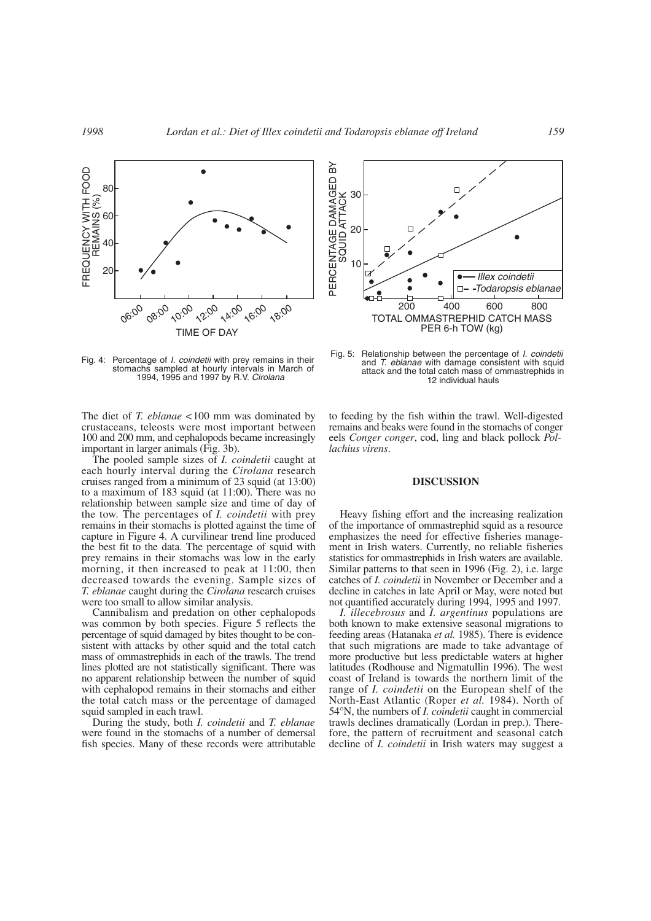FREQUENCY WITH FOOD REMAINS (%)

80
60
40
20

06:00 08:00 10:00 12:00 14:00 16:00 18:00

TIME OF DAY

Fig. 4: Percentage of *I. coindetii* with prey remains in their stomachs sampled at hourly intervals in March of 1994, 1995 and 1997 by R.V. *Cirolana*

PERCENTAGE DAMAGED BY SQUID ATTACK

30
20
10

*Illex coindetii*
*Todaropsis eblanae*

200 400 600 800

TOTAL OMMASTREPHID CATCH MASS PER 6-h TOW (kg)

Fig. 5: Relationship between the percentage of *I. coindetii* and *T. eblanae* with damage consistent with squid attack and the total catch mass of ommastrephids in 12 individual hauls

The diet of *T. eblanae* <100 mm was dominated by crustaceans, teleosts were most important between 100 and 200 mm, and cephalopods became increasingly important in larger animals (Fig. 3b).

The pooled sample sizes of *I. coindetii* caught at each hourly interval during the *Cirolana* research cruises ranged from a minimum of 23 squid (at 13:00) to a maximum of 183 squid (at 11:00). There was no relationship between sample size and time of day of the tow. The percentages of *I. coindetii* with prey remains in their stomachs is plotted against the time of capture in Figure 4. A curvilinear trend line produced the best fit to the data. The percentage of squid with prey remains in their stomachs was low in the early morning, it then increased to peak at 11:00, then decreased towards the evening. Sample sizes of *T. eblanae* caught during the *Cirolana* research cruises were too small to allow similar analysis.

Cannibalism and predation on other cephalopods was common by both species. Figure 5 reflects the percentage of squid damaged by bites thought to be consistent with attacks by other squid and the total catch mass of ommastrephids in each of the trawls. The trend lines plotted are not statistically significant. There was no apparent relationship between the number of squid with cephalopod remains in their stomachs and either the total catch mass or the percentage of damaged squid sampled in each trawl.

During the study, both *I. coindetii* and *T. eblanae* were found in the stomachs of a number of demersal fish species. Many of these records were attributable to feeding by the fish within the trawl. Well-digested remains and beaks were found in the stomachs of conger eels *Conger conger*, cod, ling and black pollock *Pollachius virens*.

## DISCUSSION

Heavy fishing effort and the increasing realization of the importance of ommastrephid squid as a resource emphasizes the need for effective fisheries management in Irish waters. Currently, no reliable fisheries statistics for ommastrephids in Irish waters are available. Similar patterns to that seen in 1996 (Fig. 2), i.e. large catches of *I. coindetii* in November or December and a decline in catches in late April or May, were noted but not quantified accurately during 1994, 1995 and 1997.

*I. illecebrosus* and *I. argentinus* populations are both known to make extensive seasonal migrations to feeding areas (Hatanaka *et al.* 1985). There is evidence that such migrations are made to take advantage of more productive but less predictable waters at higher latitudes (Rodhouse and Nigmatullin 1996). The west coast of Ireland is towards the northern limit of the range of *I. coindetii* on the European shelf of the North-East Atlantic (Roper *et al.* 1984). North of 54°N, the numbers of *I. coindetii* caught in commercial trawls declines dramatically (Lordan in prep.). Therefore, the pattern of recruitment and seasonal catch decline of *I. coindetii* in Irish waters may suggest a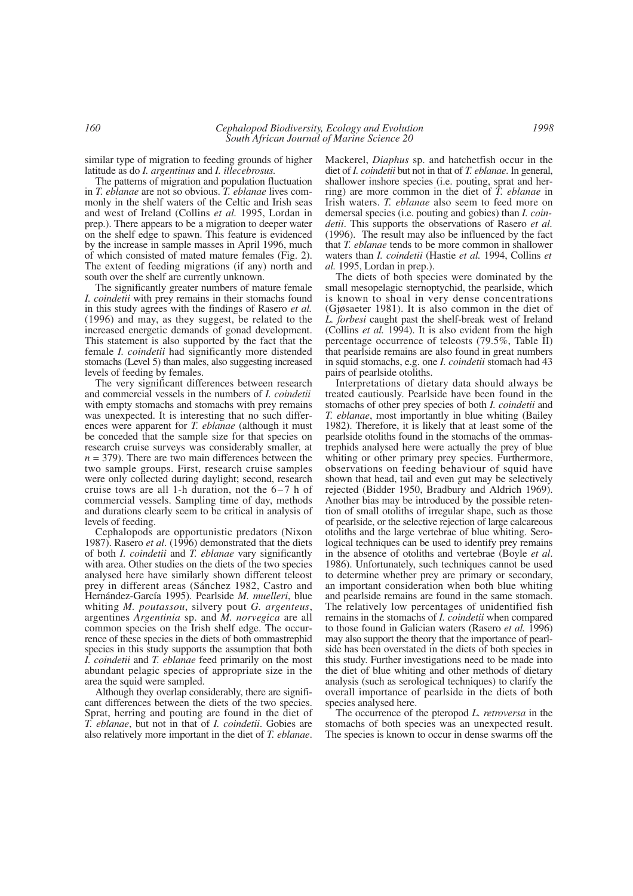similar type of migration to feeding grounds of higher latitude as do *I. argentinus* and *I. illecebrosus.*

The patterns of migration and population fluctuation in *T. eblanae* are not so obvious. *T. eblanae* lives commonly in the shelf waters of the Celtic and Irish seas and west of Ireland (Collins *et al.* 1995, Lordan in prep.). There appears to be a migration to deeper water on the shelf edge to spawn. This feature is evidenced by the increase in sample masses in April 1996, much of which consisted of mated mature females (Fig. 2). The extent of feeding migrations (if any) north and south over the shelf are currently unknown.

The significantly greater numbers of mature female *I. coindetii* with prey remains in their stomachs found in this study agrees with the findings of Rasero *et al.* (1996) and may, as they suggest, be related to the increased energetic demands of gonad development. This statement is also supported by the fact that the female *I. coindetii* had significantly more distended stomachs (Level 5) than males, also suggesting increased levels of feeding by females.

The very significant differences between research and commercial vessels in the numbers of *I. coindetii* with empty stomachs and stomachs with prey remains was unexpected. It is interesting that no such differences were apparent for *T. eblanae* (although it must be conceded that the sample size for that species on research cruise surveys was considerably smaller, at $n = 379$). There are two main differences between the two sample groups. First, research cruise samples were only collected during daylight; second, research cruise tows are all 1-h duration, not the 6–7 h of commercial vessels. Sampling time of day, methods and durations clearly seem to be critical in analysis of levels of feeding.

Cephalopods are opportunistic predators (Nixon 1987). Rasero *et al*. (1996) demonstrated that the diets of both *I. coindetii* and *T. eblanae* vary significantly with area. Other studies on the diets of the two species analysed here have similarly shown different teleost prey in different areas (Sánchez 1982, Castro and Hernández-García 1995). Pearlside *M. muelleri*, blue whiting *M. poutassou*, silvery pout *G. argenteus*, argentines *Argentinia* sp. and *M. norvegica* are all common species on the Irish shelf edge. The occurrence of these species in the diets of both ommastrephid species in this study supports the assumption that both *I. coindetii* and *T. eblanae* feed primarily on the most abundant pelagic species of appropriate size in the area the squid were sampled.

Although they overlap considerably, there are significant differences between the diets of the two species. Sprat, herring and pouting are found in the diet of *T. eblanae*, but not in that of *I. coindetii*. Gobies are also relatively more important in the diet of *T. eblanae*. Mackerel, *Diaphus* sp. and hatchetfish occur in the diet of *I. coindetii* but not in that of *T. eblanae*. In general, shallower inshore species (i.e. pouting, sprat and herring) are more common in the diet of *T. eblanae* in Irish waters. *T. eblanae* also seem to feed more on demersal species (i.e. pouting and gobies) than *I. coindetii*. This supports the observations of Rasero *et al.* (1996). The result may also be influenced by the fact that *T. eblanae* tends to be more common in shallower waters than *I. coindetii* (Hastie *et al.* 1994, Collins *et al.* 1995, Lordan in prep.).

The diets of both species were dominated by the small mesopelagic sternoptychid, the pearlside, which is known to shoal in very dense concentrations (Gjøsaeter 1981). It is also common in the diet of *L. forbesi* caught past the shelf-break west of Ireland (Collins *et al.* 1994). It is also evident from the high percentage occurrence of teleosts (79.5%, Table II) that pearlside remains are also found in great numbers in squid stomachs, e.g. one *I. coindetii* stomach had 43 pairs of pearlside otoliths.

Interpretations of dietary data should always be treated cautiously. Pearlside have been found in the stomachs of other prey species of both *I. coindetii* and *T. eblanae*, most importantly in blue whiting (Bailey 1982). Therefore, it is likely that at least some of the pearlside otoliths found in the stomachs of the ommastrephids analysed here were actually the prey of blue whiting or other primary prey species. Furthermore, observations on feeding behaviour of squid have shown that head, tail and even gut may be selectively rejected (Bidder 1950, Bradbury and Aldrich 1969). Another bias may be introduced by the possible retention of small otoliths of irregular shape, such as those of pearlside, or the selective rejection of large calcareous otoliths and the large vertebrae of blue whiting. Serological techniques can be used to identify prey remains in the absence of otoliths and vertebrae (Boyle *et al*. 1986). Unfortunately, such techniques cannot be used to determine whether prey are primary or secondary, an important consideration when both blue whiting and pearlside remains are found in the same stomach. The relatively low percentages of unidentified fish remains in the stomachs of *I. coindetii* when compared to those found in Galician waters (Rasero *et al.* 1996) may also support the theory that the importance of pearlside has been overstated in the diets of both species in this study. Further investigations need to be made into the diet of blue whiting and other methods of dietary analysis (such as serological techniques) to clarify the overall importance of pearlside in the diets of both species analysed here.

The occurrence of the pteropod *L. retroversa* in the stomachs of both species was an unexpected result. The species is known to occur in dense swarms off the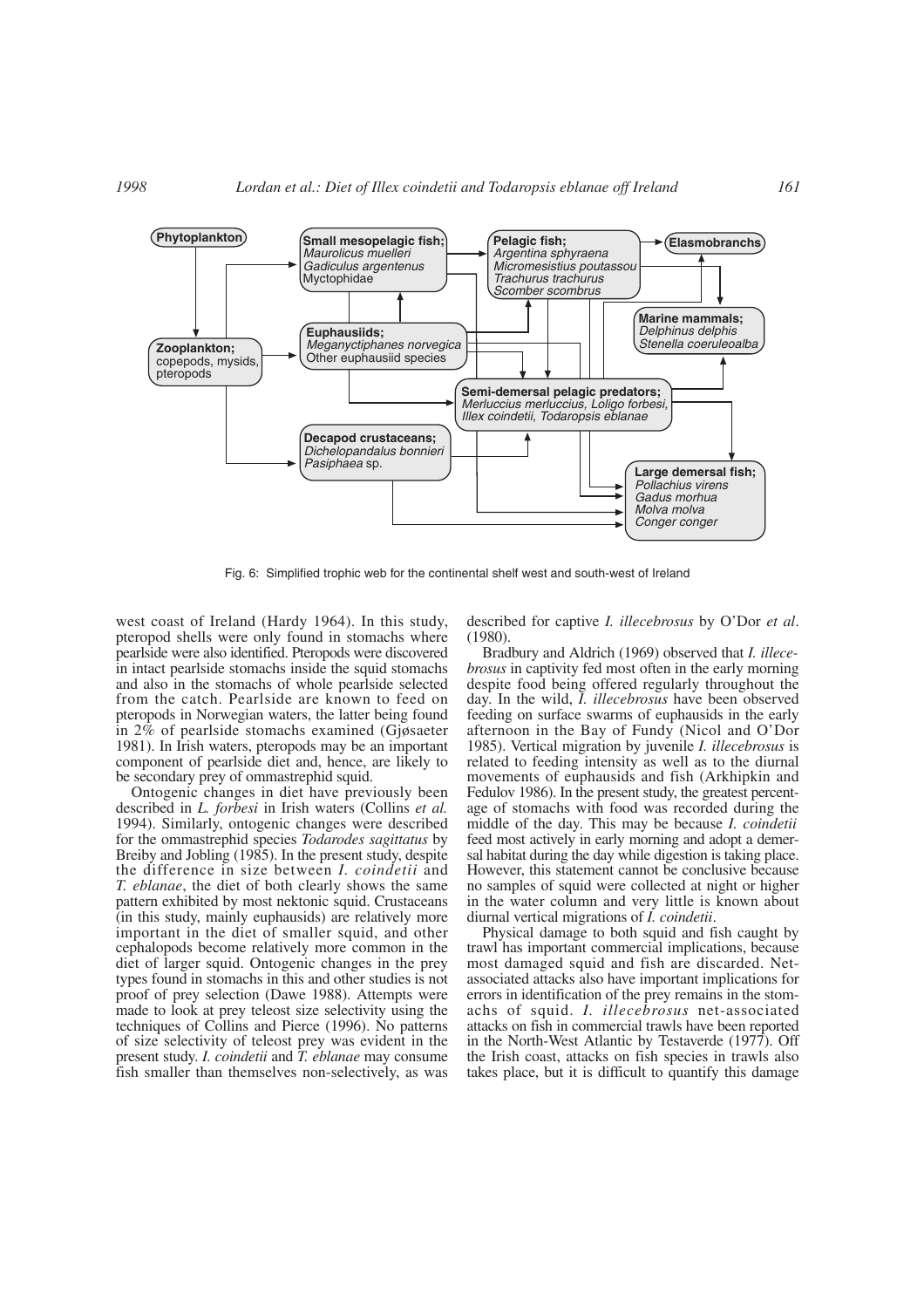Phytoplankton

Small mesopelagic fish;
*Maurolicus muelleri*
*Gadiculus argentenus*
Myctophidae

Pelagic fish;
*Argentina sphyraena*
*Micromesistius poutassou*
*Trachurus trachurus*
*Scomber scombrus*

Elasmobranchs

Marine mammals;
*Delphinus delphis*
*Stenella coeruleoalba*

Zooplankton;
copepods, mysids,
pteropods

Euphausiids;
*Meganyctiphanes norvegica*
Other euphausiid species

Semi-demersal pelagic predators;
*Merluccius merluccius, Loligo forbesi,*
*Illex coindetii, Todaropsis eblanae*

Decapod crustaceans;
*Dichelopandalus bonnieri*
*Pasiphaea* sp.

Large demersal fish;
*Pollachius virens*
*Gadus morhua*
*Molva molva*
*Conger conger*

Fig. 6: Simplified trophic web for the continental shelf west and south-west of Ireland

west coast of Ireland (Hardy 1964). In this study, pteropod shells were only found in stomachs where pearlside were also identified. Pteropods were discovered in intact pearlside stomachs inside the squid stomachs and also in the stomachs of whole pearlside selected from the catch. Pearlside are known to feed on pteropods in Norwegian waters, the latter being found in 2% of pearlside stomachs examined (Gjøsaeter 1981). In Irish waters, pteropods may be an important component of pearlside diet and, hence, are likely to be secondary prey of ommastrephid squid.

Ontogenic changes in diet have previously been described in *L. forbesi* in Irish waters (Collins *et al.* 1994). Similarly, ontogenic changes were described for the ommastrephid species *Todarodes sagittatus* by Breiby and Jobling (1985). In the present study, despite the difference in size between *I. coindetii* and *T. eblanae*, the diet of both clearly shows the same pattern exhibited by most nektonic squid. Crustaceans (in this study, mainly euphausids) are relatively more important in the diet of smaller squid, and other cephalopods become relatively more common in the diet of larger squid. Ontogenic changes in the prey types found in stomachs in this and other studies is not proof of prey selection (Dawe 1988). Attempts were made to look at prey teleost size selectivity using the techniques of Collins and Pierce (1996). No patterns of size selectivity of teleost prey was evident in the present study. *I. coindetii* and *T. eblanae* may consume fish smaller than themselves non-selectively, as was described for captive *I. illecebrosus* by O'Dor *et al*. (1980).

Bradbury and Aldrich (1969) observed that *I. illecebrosus* in captivity fed most often in the early morning despite food being offered regularly throughout the day. In the wild, *I. illecebrosus* have been observed feeding on surface swarms of euphausids in the early afternoon in the Bay of Fundy (Nicol and O'Dor 1985). Vertical migration by juvenile *I. illecebrosus* is related to feeding intensity as well as to the diurnal movements of euphausids and fish (Arkhipkin and Fedulov 1986). In the present study, the greatest percentage of stomachs with food was recorded during the middle of the day. This may be because *I. coindetii* feed most actively in early morning and adopt a demersal habitat during the day while digestion is taking place. However, this statement cannot be conclusive because no samples of squid were collected at night or higher in the water column and very little is known about diurnal vertical migrations of *I. coindetii*.

Physical damage to both squid and fish caught by trawl has important commercial implications, because most damaged squid and fish are discarded. Net-associated attacks also have important implications for errors in identification of the prey remains in the stomachs of squid. *I. illecebrosus* net-associated attacks on fish in commercial trawls have been reported in the North-West Atlantic by Testaverde (1977). Off the Irish coast, attacks on fish species in trawls also takes place, but it is difficult to quantify this damage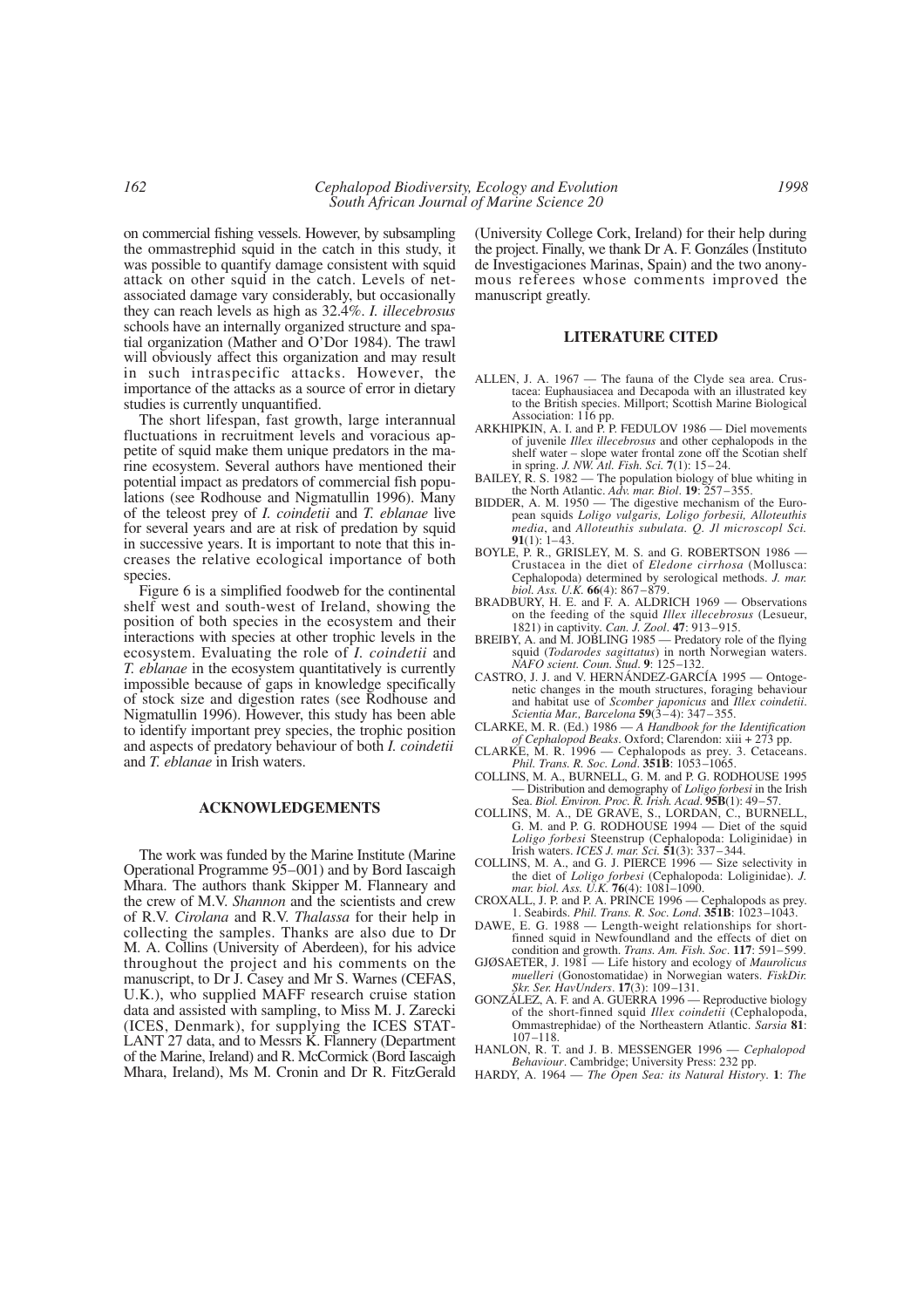on commercial fishing vessels. However, by subsampling the ommastrephid squid in the catch in this study, it was possible to quantify damage consistent with squid attack on other squid in the catch. Levels of net-associated damage vary considerably, but occasionally they can reach levels as high as 32.4%. *I. illecebrosus* schools have an internally organized structure and spatial organization (Mather and O'Dor 1984). The trawl will obviously affect this organization and may result in such intraspecific attacks. However, the importance of the attacks as a source of error in dietary studies is currently unquantified.

The short lifespan, fast growth, large interannual fluctuations in recruitment levels and voracious appetite of squid make them unique predators in the marine ecosystem. Several authors have mentioned their potential impact as predators of commercial fish populations (see Rodhouse and Nigmatullin 1996). Many of the teleost prey of *I. coindetii* and *T. eblanae* live for several years and are at risk of predation by squid in successive years. It is important to note that this increases the relative ecological importance of both species.

Figure 6 is a simplified foodweb for the continental shelf west and south-west of Ireland, showing the position of both species in the ecosystem and their interactions with species at other trophic levels in the ecosystem. Evaluating the role of *I. coindetii* and *T. eblanae* in the ecosystem quantitatively is currently impossible because of gaps in knowledge specifically of stock size and digestion rates (see Rodhouse and Nigmatullin 1996). However, this study has been able to identify important prey species, the trophic position and aspects of predatory behaviour of both *I. coindetii* and *T. eblanae* in Irish waters.

## ACKNOWLEDGEMENTS

The work was funded by the Marine Institute (Marine Operational Programme 95–001) and by Bord Iascaigh Mhara. The authors thank Skipper M. Flanneary and the crew of M.V. *Shannon* and the scientists and crew of R.V. *Cirolana* and R.V. *Thalassa* for their help in collecting the samples. Thanks are also due to Dr M. A. Collins (University of Aberdeen), for his advice throughout the project and his comments on the manuscript, to Dr J. Casey and Mr S. Warnes (CEFAS, U.K.), who supplied MAFF research cruise station data and assisted with sampling, to Miss M. J. Zarecki (ICES, Denmark), for supplying the ICES STATLANT 27 data, and to Messrs K. Flannery (Department of the Marine, Ireland) and R. McCormick (Bord Iascaigh Mhara, Ireland), Ms M. Cronin and Dr R. FitzGerald (University College Cork, Ireland) for their help during the project. Finally, we thank Dr A. F. Gonzáles (Instituto de Investigaciones Marinas, Spain) and the two anonymous referees whose comments improved the manuscript greatly.

## LITERATURE CITED

ALLEN, J. A. 1967 — The fauna of the Clyde sea area. Crustacea: Euphausiacea and Decapoda with an illustrated key to the British species. Millport; Scottish Marine Biological Association: 116 pp.

ARKHIPKIN, A. I. and P. P. FEDULOV 1986 — Diel movements of juvenile *Illex illecebrosus* and other cephalopods in the shelf water – slope water frontal zone off the Scotian shelf in spring. *J. NW. Atl. Fish. Sci.* **7**(1): 15–24.

BAILEY, R. S. 1982 — The population biology of blue whiting in the North Atlantic. *Adv. mar. Biol*. **19**: 257–355.

BIDDER, A. M. 1950 — The digestive mechanism of the European squids *Loligo vulgaris, Loligo forbesii, Alloteuthis media*, and *Alloteuthis subulata*. *Q. Jl microscopl Sci.* **91**(1): 1–43.

BOYLE, P. R., GRISLEY, M. S. and G. ROBERTSON 1986 — Crustacea in the diet of *Eledone cirrhosa* (Mollusca: Cephalopoda) determined by serological methods. *J. mar. biol. Ass. U.K.* **66**(4): 867–879.

BRADBURY, H. E. and F. A. ALDRICH 1969 — Observations on the feeding of the squid *Illex illecebrosus* (Lesueur, 1821) in captivity. *Can. J. Zool*. **47**: 913–915.

BREIBY, A. and M. JOBLING 1985 — Predatory role of the flying squid (*Todarodes sagittatus*) in north Norwegian waters. *NAFO scient. Coun. Stud*. **9**: 125–132.

CASTRO, J. J. and V. HERNÁNDEZ-GARCÍA 1995 — Ontogenetic changes in the mouth structures, foraging behaviour and habitat use of *Scomber japonicus* and *Illex coindetii*. *Scientia Mar., Barcelona* **59**(3–4): 347–355.

CLARKE, M. R. (Ed.) 1986 — *A Handbook for the Identification of Cephalopod Beaks*. Oxford; Clarendon: xiii + 273 pp.

CLARKE, M. R. 1996 — Cephalopods as prey. 3. Cetaceans. *Phil. Trans. R. Soc. Lond*. **351B**: 1053–1065.

COLLINS, M. A., BURNELL, G. M. and P. G. RODHOUSE 1995 — Distribution and demography of *Loligo forbesi* in the Irish Sea. *Biol. Environ. Proc. R. Irish. Acad*. **95B**(1): 49–57.

COLLINS, M. A., DE GRAVE, S., LORDAN, C., BURNELL, G. M. and P. G. RODHOUSE 1994 — Diet of the squid *Loligo forbesi* Steenstrup (Cephalopoda: Loliginidae) in Irish waters. *ICES J. mar. Sci*. **51**(3): 337–344.

COLLINS, M. A., and G. J. PIERCE 1996 — Size selectivity in the diet of *Loligo forbesi* (Cephalopoda: Loliginidae). *J. mar. biol. Ass. U.K.* **76**(4): 1081–1090.

CROXALL, J. P. and P. A. PRINCE 1996 — Cephalopods as prey. 1. Seabirds. *Phil. Trans. R. Soc. Lond*. **351B**: 1023–1043.

DAWE, E. G. 1988 — Length-weight relationships for short-finned squid in Newfoundland and the effects of diet on condition and growth. *Trans. Am. Fish. Soc*. **117**: 591–599.

GJØSAETER, J. 1981 — Life history and ecology of *Maurolicus muelleri* (Gonostomatidae) in Norwegian waters. *FiskDir. Skr. Ser. HavUnders*. **17**(3): 109–131.

GONZÁLEZ, A. F. and A. GUERRA 1996 — Reproductive biology of the short-finned squid *Illex coindetii* (Cephalopoda, Ommastrephidae) of the Northeastern Atlantic. *Sarsia* **81**: 107–118.

HANLON, R. T. and J. B. MESSENGER 1996 — *Cephalopod Behaviour*. Cambridge; University Press: 232 pp.

HARDY, A. 1964 — *The Open Sea: its Natural History*. **1**: *The*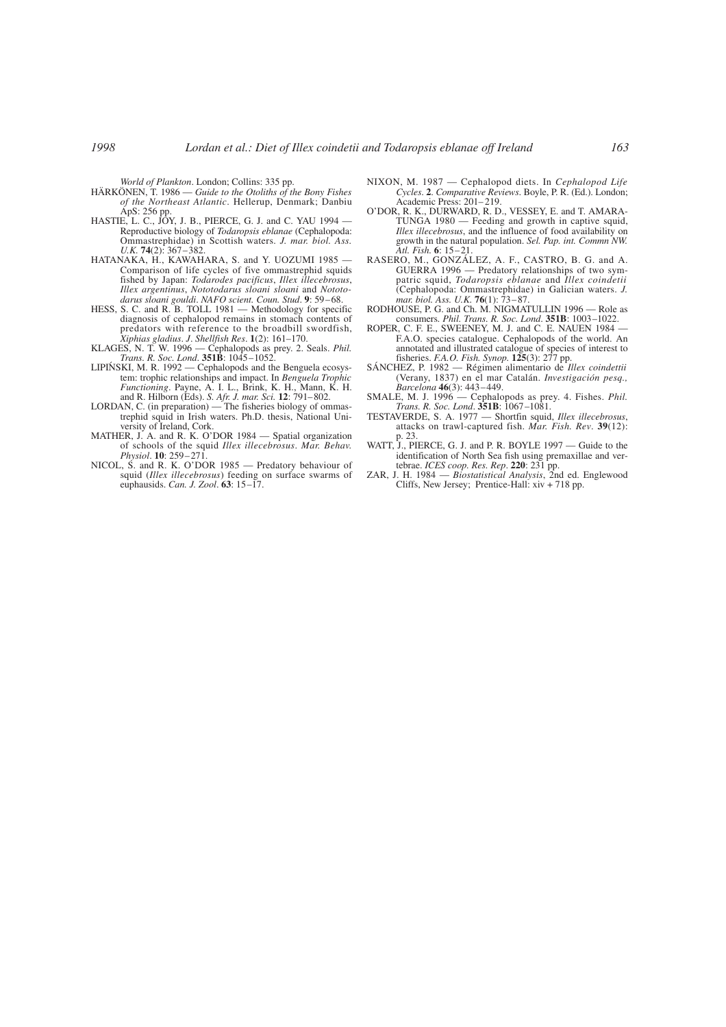*World of Plankton*. London; Collins: 335 pp.

HÄRKÖNEN, T. 1986 — *Guide to the Otoliths of the Bony Fishes of the Northeast Atlantic*. Hellerup, Denmark; Danbiu ApS: 256 pp.

HASTIE, L. C., JOY, J. B., PIERCE, G. J. and C. YAU 1994 — Reproductive biology of *Todaropsis eblanae* (Cephalopoda: Ommastrephidae) in Scottish waters. *J. mar. biol. Ass. U.K.* **74**(2): 367–382.

HATANAKA, H., KAWAHARA, S. and Y. UOZUMI 1985 — Comparison of life cycles of five ommastrephid squids fished by Japan: *Todarodes pacificus*, *Illex illecebrosus*, *Illex argentinus*, *Nototodarus sloani sloani* and *Nototodarus sloani gouldi*. *NAFO scient. Coun. Stud*. **9**: 59–68.

HESS, S. C. and R. B. TOLL 1981 — Methodology for specific diagnosis of cephalopod remains in stomach contents of predators with reference to the broadbill swordfish, *Xiphias gladius*. *J. Shellfish Res*. **1**(2): 161–170.

KLAGES, N. T. W. 1996 — Cephalopods as prey. 2. Seals. *Phil. Trans. R. Soc. Lond*. **351B**: 1045–1052.

LIPIŃSKI, M. R. 1992 — Cephalopods and the Benguela ecosystem: trophic relationships and impact. In *Benguela Trophic Functioning*. Payne, A. I. L., Brink, K. H., Mann, K. H. and R. Hilborn (Eds). *S. Afr. J. mar. Sci.* **12**: 791–802.

LORDAN, C. (in preparation) — The fisheries biology of ommastrephid squid in Irish waters. Ph.D. thesis, National University of Ireland, Cork.

MATHER, J. A. and R. K. O'DOR 1984 — Spatial organization of schools of the squid *Illex illecebrosus*. *Mar. Behav. Physiol*. **10**: 259–271.

NICOL, S. and R. K. O'DOR 1985 — Predatory behaviour of squid (*Illex illecebrosus*) feeding on surface swarms of euphausids. *Can. J. Zool*. **63**: 15–17.

NIXON, M. 1987 — Cephalopod diets. In *Cephalopod Life Cycles*. **2**. *Comparative Reviews*. Boyle, P. R. (Ed.). London; Academic Press: 201–219.

O'DOR, R. K., DURWARD, R. D., VESSEY, E. and T. AMARATUNGA 1980 — Feeding and growth in captive squid, *Illex illecebrosus*, and the influence of food availability on growth in the natural population. *Sel. Pap. int. Commn NW. Atl. Fish.* **6**: 15–21.

RASERO, M., GONZÁLEZ, A. F., CASTRO, B. G. and A. GUERRA 1996 — Predatory relationships of two sympatric squid, *Todaropsis eblanae* and *Illex coindetii* (Cephalopoda: Ommastrephidae) in Galician waters. *J. mar. biol. Ass. U.K.* **76**(1): 73–87.

RODHOUSE, P. G. and Ch. M. NIGMATULLIN 1996 — Role as consumers. *Phil. Trans. R. Soc. Lond*. **351B**: 1003–1022.

ROPER, C. F. E., SWEENEY, M. J. and C. E. NAUEN 1984 — F.A.O. species catalogue. Cephalopods of the world. An annotated and illustrated catalogue of species of interest to fisheries. *F.A.O. Fish. Synop.* **125**(3): 277 pp.

SÁNCHEZ, P. 1982 — Régimen alimentario de *Illex coindettii* (Verany, 1837) en el mar Catalán. *Investigación pesq., Barcelona* **46**(3): 443–449.

SMALE, M. J. 1996 — Cephalopods as prey. 4. Fishes. *Phil. Trans. R. Soc. Lond*. **351B**: 1067–1081.

TESTAVERDE, S. A. 1977 — Shortfin squid, *Illex illecebrosus*, attacks on trawl-captured fish. *Mar. Fish. Rev*. **39**(12): p. 23.

WATT, J., PIERCE, G. J. and P. R. BOYLE 1997 — Guide to the identification of North Sea fish using premaxillae and vertebrae. *ICES coop. Res. Rep*. **220**: 231 pp.

ZAR, J. H. 1984 — *Biostatistical Analysis*, 2nd ed. Englewood Cliffs, New Jersey; Prentice-Hall: xiv + 718 pp.